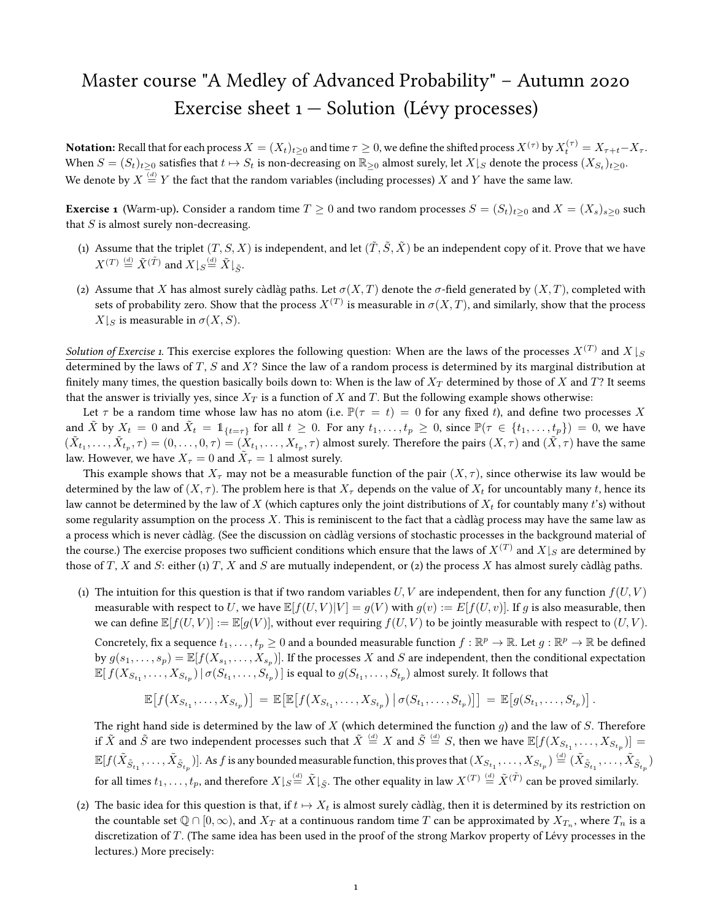# Master course "A Medley of Advanced Probability" – Autumn 2020
# Exercise sheet 1 — Solution (Lévy processes)

**Notation:** Recall that for each process $X = (X_t)_{t\geq 0}$ and time $\tau \geq 0$, we define the shifted process $X^{(\tau)}$ by $X^{(\tau)}_t = X_{\tau+t} - X_\tau$. When $S = (S_t)_{t\geq 0}$ satisfies that $t \mapsto S_t$ is non-decreasing on $\mathbb{R}_{\geq 0}$ almost surely, let $X\lfloor_S$ denote the process $(X_{S_t})_{t\geq 0}$. We denote by $X \overset{(d)}{=} Y$ the fact that the random variables (including processes) $X$ and $Y$ have the same law.

**Exercise 1** (Warm-up)**.** Consider a random time $T \geq 0$ and two random processes $S = (S_t)_{t\geq 0}$ and $X = (X_s)_{s\geq 0}$ such that $S$ is almost surely non-decreasing.

(1) Assume that the triplet $(T, S, X)$ is independent, and let $(\tilde{T}, \tilde{S}, \tilde{X})$ be an independent copy of it. Prove that we have $X^{(T)} \overset{(d)}{=} \tilde{X}^{(\tilde{T})}$ and $X\lfloor_S \overset{(d)}{=} \tilde{X}\lfloor_{\tilde{S}}$.

(2) Assume that $X$ has almost surely càdlàg paths. Let $\sigma(X, T)$ denote the $\sigma$-field generated by $(X, T)$, completed with sets of probability zero. Show that the process $X^{(T)}$ is measurable in $\sigma(X, T)$, and similarly, show that the process $X\lfloor_S$ is measurable in $\sigma(X, S)$.

<u>*Solution of Exercise 1.*</u> This exercise explores the following question: When are the laws of the processes $X^{(T)}$ and $X\lfloor_S$ determined by the laws of $T$, $S$ and $X$? Since the law of a random process is determined by its marginal distribution at finitely many times, the question basically boils down to: When is the law of $X_T$ determined by those of $X$ and $T$? It seems that the answer is trivially yes, since $X_T$ is a function of $X$ and $T$. But the following example shows otherwise:

Let $\tau$ be a random time whose law has no atom (i.e. $\mathbb{P}(\tau = t) = 0$ for any fixed $t$), and define two processes $X$ and $\tilde{X}$ by $X_t = 0$ and $\tilde{X}_t = \mathbb{1}_{\{t=\tau\}}$ for all $t \geq 0$. For any $t_1, \ldots, t_p \geq 0$, since $\mathbb{P}(\tau \in \{t_1, \ldots, t_p\}) = 0$, we have $(\tilde{X}_{t_1}, \ldots, \tilde{X}_{t_p}, \tau) = (0, \ldots, 0, \tau) = (X_{t_1}, \ldots, X_{t_p}, \tau)$ almost surely. Therefore the pairs $(X, \tau)$ and $(\tilde{X}, \tau)$ have the same law. However, we have $X_\tau = 0$ and $\tilde{X}_\tau = 1$ almost surely.

This example shows that $X_\tau$ may not be a measurable function of the pair $(X, \tau)$, since otherwise its law would be determined by the law of $(X, \tau)$. The problem here is that $X_\tau$ depends on the value of $X_t$ for uncountably many $t$, hence its law cannot be determined by the law of $X$ (which captures only the joint distributions of $X_t$ for countably many $t$'s) without some regularity assumption on the process $X$. This is reminiscent to the fact that a càdlàg process may have the same law as a process which is never càdlàg. (See the discussion on càdlàg versions of stochastic processes in the background material of the course.) The exercise proposes two sufficient conditions which ensure that the laws of $X^{(T)}$ and $X\lfloor_S$ are determined by those of $T$, $X$ and $S$: either (1) $T$, $X$ and $S$ are mutually independent, or (2) the process $X$ has almost surely càdlàg paths.

(1) The intuition for this question is that if two random variables $U, V$ are independent, then for any function $f(U, V)$ measurable with respect to $U$, we have $\mathbb{E}[f(U,V)|V] = g(V)$ with $g(v) := E[f(U, v)]$. If $g$ is also measurable, then we can define $\mathbb{E}[f(U,V)] := \mathbb{E}[g(V)]$, without ever requiring $f(U,V)$ to be jointly measurable with respect to $(U,V)$.

Concretely, fix a sequence $t_1, \ldots, t_p \geq 0$ and a bounded measurable function $f : \mathbb{R}^p \to \mathbb{R}$. Let $g : \mathbb{R}^p \to \mathbb{R}$ be defined by $g(s_1, \ldots, s_p) = \mathbb{E}[f(X_{s_1}, \ldots, X_{s_p})]$. If the processes $X$ and $S$ are independent, then the conditional expectation $\mathbb{E}[\, f(X_{S_{t_1}}, \ldots, X_{S_{t_p}}) \,|\, \sigma(S_{t_1}, \ldots, S_{t_p})\,]$ is equal to $g(S_{t_1}, \ldots, S_{t_p})$ almost surely. It follows that

$$\mathbb{E}\big[f\big(X_{S_{t_1}}, \ldots, X_{S_{t_p}}\big)\big] = \mathbb{E}\big[\mathbb{E}\big[f\big(X_{S_{t_1}}, \ldots, X_{S_{t_p}}\big) \,\big|\, \sigma(S_{t_1}, \ldots, S_{t_p})\big]\big] = \mathbb{E}\big[g(S_{t_1}, \ldots, S_{t_p})\big]\,.$$

The right hand side is determined by the law of $X$ (which determined the function $g$) and the law of $S$. Therefore if $\tilde{X}$ and $\tilde{S}$ are two independent processes such that $\tilde{X} \overset{(d)}{=} X$ and $\tilde{S} \overset{(d)}{=} S$, then we have $\mathbb{E}[f(X_{S_{t_1}}, \ldots, X_{S_{t_p}})] = \mathbb{E}[f(\tilde{X}_{\tilde{S}_{t_1}}, \ldots, \tilde{X}_{\tilde{S}_{t_p}})]$. As $f$ is any bounded measurable function, this proves that $(X_{S_{t_1}}, \ldots, X_{S_{t_p}}) \overset{(d)}{=} (\tilde{X}_{\tilde{S}_{t_1}}, \ldots, \tilde{X}_{\tilde{S}_{t_p}})$ for all times $t_1, \ldots, t_p$, and therefore $X\lfloor_S \overset{(d)}{=} \tilde{X}\lfloor_{\tilde{S}}$. The other equality in law $X^{(T)} \overset{(d)}{=} \tilde{X}^{(\tilde{T})}$ can be proved similarly.

(2) The basic idea for this question is that, if $t \mapsto X_t$ is almost surely càdlàg, then it is determined by its restriction on the countable set $\mathbb{Q} \cap [0, \infty)$, and $X_T$ at a continuous random time $T$ can be approximated by $X_{T_n}$, where $T_n$ is a discretization of $T$. (The same idea has been used in the proof of the strong Markov property of Lévy processes in the lectures.) More precisely: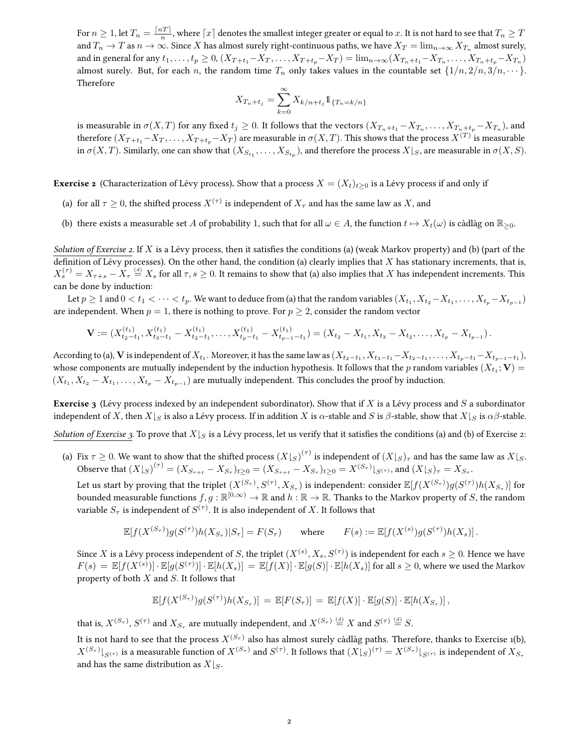For $n \geq 1$, let $T_n = \frac{\lceil nT \rceil}{n}$, where $\lceil x \rceil$ denotes the smallest integer greater or equal to $x$. It is not hard to see that $T_n \geq T$ and $T_n \to T$ as $n \to \infty$. Since $X$ has almost surely right-continuous paths, we have $X_T = \lim_{n\to\infty} X_{T_n}$ almost surely, and in general for any $t_1, \ldots, t_p \geq 0$, $(X_{T+t_1} - X_T, \ldots, X_{T+t_p} - X_T) = \lim_{n\to\infty}(X_{T_n+t_1} - X_{T_n}, \ldots, X_{T_n+t_p} - X_{T_n})$ almost surely. But, for each $n$, the random time $T_n$ only takes values in the countable set $\{1/n, 2/n, 3/n, \cdots\}$. Therefore

$$X_{T_n+t_j} = \sum_{k=0}^{\infty} X_{k/n+t_j} \mathbb{1}_{\{T_n = k/n\}}$$

is measurable in $\sigma(X, T)$ for any fixed $t_j \geq 0$. It follows that the vectors $(X_{T_n+t_1} - X_{T_n}, \ldots, X_{T_n+t_p} - X_{T_n})$, and therefore $(X_{T+t_1} - X_T, \ldots, X_{T+t_p} - X_T)$ are measurable in $\sigma(X, T)$. This shows that the process $X^{(T)}$ is measurable in $\sigma(X, T)$. Similarly, one can show that $(X_{S_{t_1}}, \ldots, X_{S_{t_p}})$, and therefore the process $X\lfloor_S$, are measurable in $\sigma(X, S)$.

**Exercise 2** (Characterization of Lévy process). Show that a process $X = (X_t)_{t\geq 0}$ is a Lévy process if and only if

(a) for all $\tau \geq 0$, the shifted process $X^{(\tau)}$ is independent of $X_\tau$ and has the same law as $X$, and

(b) there exists a measurable set $A$ of probability 1, such that for all $\omega \in A$, the function $t \mapsto X_t(\omega)$ is càdlàg on $\mathbb{R}_{\geq 0}$.

*Solution of Exercise 2.* If $X$ is a Lévy process, then it satisfies the conditions (a) (weak Markov property) and (b) (part of the definition of Lévy processes). On the other hand, the condition (a) clearly implies that $X$ has stationary increments, that is, $X_s^{(\tau)} = X_{\tau+s} - X_\tau \overset{(d)}{=} X_s$ for all $\tau, s \geq 0$. It remains to show that (a) also implies that $X$ has independent increments. This can be done by induction:

Let $p \geq 1$ and $0 < t_1 < \cdots < t_p$. We want to deduce from (a) that the random variables $(X_{t_1}, X_{t_2} - X_{t_1}, \ldots, X_{t_p} - X_{t_{p-1}})$ are independent. When $p = 1$, there is nothing to prove. For $p \geq 2$, consider the random vector

$$\mathbf{V} := (X_{t_2-t_1}^{(t_1)}, X_{t_3-t_1}^{(t_1)} - X_{t_2-t_1}^{(t_1)}, \ldots, X_{t_p-t_1}^{(t_1)} - X_{t_{p-1}-t_1}^{(t_1)}) = (X_{t_2} - X_{t_1}, X_{t_3} - X_{t_2}, \ldots, X_{t_p} - X_{t_{p-1}}).$$

According to (a), $\mathbf{V}$ is independent of $X_{t_1}$. Moreover, it has the same law as $(X_{t_2-t_1}, X_{t_3-t_1} - X_{t_2-t_1}, \ldots, X_{t_p-t_1} - X_{t_{p-1}-t_1})$, whose components are mutually independent by the induction hypothesis. It follows that the $p$ random variables $(X_{t_1}; \mathbf{V}) = (X_{t_1}, X_{t_2} - X_{t_1}, \ldots, X_{t_p} - X_{t_{p-1}})$ are mutually independent. This concludes the proof by induction.

**Exercise 3** (Lévy process indexed by an independent subordinator). Show that if $X$ is a Lévy process and $S$ a subordinator independent of $X$, then $X\lfloor_S$ is also a Lévy process. If in addition $X$ is $\alpha$-stable and $S$ is $\beta$-stable, show that $X\lfloor_S$ is $\alpha\beta$-stable.

*Solution of Exercise 3.* To prove that $X\lfloor_S$ is a Lévy process, let us verify that it satisfies the conditions (a) and (b) of Exercise 2:

(a) Fix $\tau \geq 0$. We want to show that the shifted process $(X\lfloor_S)^{(\tau)}$ is independent of $(X\lfloor_S)_\tau$ and has the same law as $X\lfloor_S$. Observe that $(X\lfloor_S)^{(\tau)} = (X_{S_{\tau+t}} - X_{S_\tau})_{t\geq 0} = (X_{S_{\tau+t}} - X_{S_\tau})_{t\geq 0} = X^{(S_\tau)}\lfloor_{S^{(\tau)}}$, and $(X\lfloor_S)_\tau = X_{S_\tau}$.

Let us start by proving that the triplet $(X^{(S_\tau)}, S^{(\tau)}, X_{S_\tau})$ is independent: consider $\mathbb{E}[f(X^{(S_\tau)})g(S^{(\tau)})h(X_{S_\tau})]$ for bounded measurable functions $f, g : \mathbb{R}^{[0,\infty)} \to \mathbb{R}$ and $h : \mathbb{R} \to \mathbb{R}$. Thanks to the Markov property of $S$, the random variable $S_\tau$ is independent of $S^{(\tau)}$. It is also independent of $X$. It follows that

$$\mathbb{E}[f(X^{(S_\tau)})g(S^{(\tau)})h(X_{S_\tau})|S_\tau] = F(S_\tau) \qquad \text{where} \qquad F(s) := \mathbb{E}[f(X^{(s)})g(S^{(\tau)})h(X_s)].$$

Since $X$ is a Lévy process independent of $S$, the triplet $(X^{(s)}, X_s, S^{(\tau)})$ is independent for each $s \geq 0$. Hence we have $F(s) = \mathbb{E}[f(X^{(s)})] \cdot \mathbb{E}[g(S^{(\tau)})] \cdot \mathbb{E}[h(X_s)] = \mathbb{E}[f(X)] \cdot \mathbb{E}[g(S)] \cdot \mathbb{E}[h(X_s)]$ for all $s \geq 0$, where we used the Markov property of both $X$ and $S$. It follows that

$$\mathbb{E}[f(X^{(S_\tau)})g(S^{(\tau)})h(X_{S_\tau})] = \mathbb{E}[F(S_\tau)] = \mathbb{E}[f(X)] \cdot \mathbb{E}[g(S)] \cdot \mathbb{E}[h(X_{S_\tau})],$$

that is, $X^{(S_\tau)}$, $S^{(\tau)}$ and $X_{S_\tau}$ are mutually independent, and $X^{(S_\tau)} \overset{(d)}{=} X$ and $S^{(\tau)} \overset{(d)}{=} S$.

It is not hard to see that the process $X^{(S_\tau)}$ also has almost surely càdlàg paths. Therefore, thanks to Exercise 1(b), $X^{(S_\tau)}\lfloor_{S^{(\tau)}}$ is a measurable function of $X^{(S_\tau)}$ and $S^{(\tau)}$. It follows that $(X\lfloor_S)^{(\tau)} = X^{(S_\tau)}\lfloor_{S^{(\tau)}}$ is independent of $X_{S_\tau}$ and has the same distribution as $X\lfloor_S$.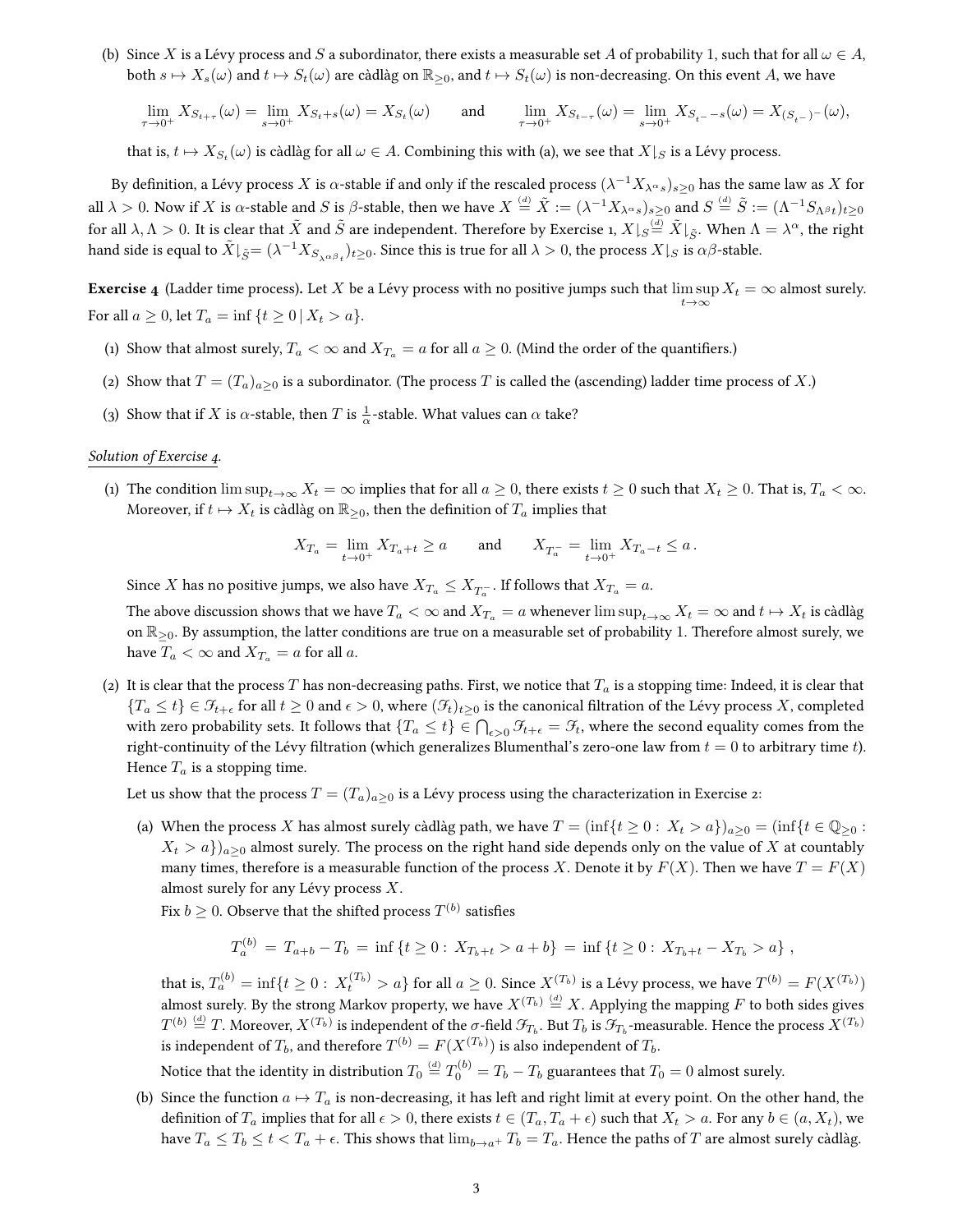(b) Since $X$ is a Lévy process and $S$ a subordinator, there exists a measurable set $A$ of probability 1, such that for all $\omega \in A$, both $s \mapsto X_s(\omega)$ and $t \mapsto S_t(\omega)$ are càdlàg on $\mathbb{R}_{\geq 0}$, and $t \mapsto S_t(\omega)$ is non-decreasing. On this event $A$, we have

$$\lim_{\tau \to 0^+} X_{S_{t+\tau}}(\omega) = \lim_{s \to 0^+} X_{S_t + s}(\omega) = X_{S_t}(\omega) \qquad \text{and} \qquad \lim_{\tau \to 0^+} X_{S_{t-\tau}}(\omega) = \lim_{s \to 0^+} X_{S_{t^-} - s}(\omega) = X_{(S_{t^-})^-}(\omega),$$

that is, $t \mapsto X_{S_t}(\omega)$ is càdlàg for all $\omega \in A$. Combining this with (a), we see that $X\lfloor_S$ is a Lévy process.

By definition, a Lévy process $X$ is $\alpha$-stable if and only if the rescaled process $(\lambda^{-1} X_{\lambda^\alpha s})_{s \geq 0}$ has the same law as $X$ for all $\lambda > 0$. Now if $X$ is $\alpha$-stable and $S$ is $\beta$-stable, then we have $X \overset{(d)}{=} \tilde{X} := (\lambda^{-1} X_{\lambda^\alpha s})_{s \geq 0}$ and $S \overset{(d)}{=} \tilde{S} := (\Lambda^{-1} S_{\Lambda^\beta t})_{t \geq 0}$ for all $\lambda, \Lambda > 0$. It is clear that $\tilde{X}$ and $\tilde{S}$ are independent. Therefore by Exercise 1, $X\lfloor_S \overset{(d)}{=} \tilde{X}\lfloor_{\tilde{S}}$. When $\Lambda = \lambda^\alpha$, the right hand side is equal to $\tilde{X}\lfloor_{\tilde{S}} = (\lambda^{-1} X_{S_{\lambda^{\alpha\beta} t}})_{t \geq 0}$. Since this is true for all $\lambda > 0$, the process $X\lfloor_S$ is $\alpha\beta$-stable.

**Exercise 4** (Ladder time process). Let $X$ be a Lévy process with no positive jumps such that $\limsup_{t \to \infty} X_t = \infty$ almost surely. For all $a \geq 0$, let $T_a = \inf\{t \geq 0 \mid X_t > a\}$.

(1) Show that almost surely, $T_a < \infty$ and $X_{T_a} = a$ for all $a \geq 0$. (Mind the order of the quantifiers.)

(2) Show that $T = (T_a)_{a \geq 0}$ is a subordinator. (The process $T$ is called the (ascending) ladder time process of $X$.)

(3) Show that if $X$ is $\alpha$-stable, then $T$ is $\frac{1}{\alpha}$-stable. What values can $\alpha$ take?

_Solution of Exercise 4._

(1) The condition $\limsup_{t \to \infty} X_t = \infty$ implies that for all $a \geq 0$, there exists $t \geq 0$ such that $X_t \geq 0$. That is, $T_a < \infty$. Moreover, if $t \mapsto X_t$ is càdlàg on $\mathbb{R}_{\geq 0}$, then the definition of $T_a$ implies that

$$X_{T_a} = \lim_{t \to 0^+} X_{T_a + t} \geq a \qquad \text{and} \qquad X_{T_a^-} = \lim_{t \to 0^+} X_{T_a - t} \leq a\,.$$

Since $X$ has no positive jumps, we also have $X_{T_a} \leq X_{T_a^-}$. If follows that $X_{T_a} = a$.

The above discussion shows that we have $T_a < \infty$ and $X_{T_a} = a$ whenever $\limsup_{t \to \infty} X_t = \infty$ and $t \mapsto X_t$ is càdlàg on $\mathbb{R}_{\geq 0}$. By assumption, the latter conditions are true on a measurable set of probability 1. Therefore almost surely, we have $T_a < \infty$ and $X_{T_a} = a$ for all $a$.

(2) It is clear that the process $T$ has non-decreasing paths. First, we notice that $T_a$ is a stopping time: Indeed, it is clear that $\{T_a \leq t\} \in \mathscr{F}_{t+\epsilon}$ for all $t \geq 0$ and $\epsilon > 0$, where $(\mathscr{F}_t)_{t \geq 0}$ is the canonical filtration of the Lévy process $X$, completed with zero probability sets. It follows that $\{T_a \leq t\} \in \bigcap_{\epsilon > 0} \mathscr{F}_{t+\epsilon} = \mathscr{F}_t$, where the second equality comes from the right-continuity of the Lévy filtration (which generalizes Blumenthal's zero-one law from $t = 0$ to arbitrary time $t$). Hence $T_a$ is a stopping time.

Let us show that the process $T = (T_a)_{a \geq 0}$ is a Lévy process using the characterization in Exercise 2:

(a) When the process $X$ has almost surely càdlàg path, we have $T = (\inf\{t \geq 0 : X_t > a\})_{a \geq 0} = (\inf\{t \in \mathbb{Q}_{\geq 0} : X_t > a\})_{a \geq 0}$ almost surely. The process on the right hand side depends only on the value of $X$ at countably many times, therefore is a measurable function of the process $X$. Denote it by $F(X)$. Then we have $T = F(X)$ almost surely for any Lévy process $X$.

Fix $b \geq 0$. Observe that the shifted process $T^{(b)}$ satisfies

$$T^{(b)}_a \;=\; T_{a+b} - T_b \;=\; \inf\{t \geq 0 :\, X_{T_b + t} > a + b\} \;=\; \inf\{t \geq 0 :\, X_{T_b + t} - X_{T_b} > a\}\,,$$

that is, $T^{(b)}_a = \inf\{t \geq 0 :\, X^{(T_b)}_t > a\}$ for all $a \geq 0$. Since $X^{(T_b)}$ is a Lévy process, we have $T^{(b)} = F(X^{(T_b)})$ almost surely. By the strong Markov property, we have $X^{(T_b)} \overset{(d)}{=} X$. Applying the mapping $F$ to both sides gives $T^{(b)} \overset{(d)}{=} T$. Moreover, $X^{(T_b)}$ is independent of the $\sigma$-field $\mathscr{F}_{T_b}$. But $T_b$ is $\mathscr{F}_{T_b}$-measurable. Hence the process $X^{(T_b)}$ is independent of $T_b$, and therefore $T^{(b)} = F(X^{(T_b)})$ is also independent of $T_b$.

Notice that the identity in distribution $T_0 \overset{(d)}{=} T^{(b)}_0 = T_b - T_b$ guarantees that $T_0 = 0$ almost surely.

(b) Since the function $a \mapsto T_a$ is non-decreasing, it has left and right limit at every point. On the other hand, the definition of $T_a$ implies that for all $\epsilon > 0$, there exists $t \in (T_a, T_a + \epsilon)$ such that $X_t > a$. For any $b \in (a, X_t)$, we have $T_a \leq T_b \leq t < T_a + \epsilon$. This shows that $\lim_{b \to a^+} T_b = T_a$. Hence the paths of $T$ are almost surely càdlàg.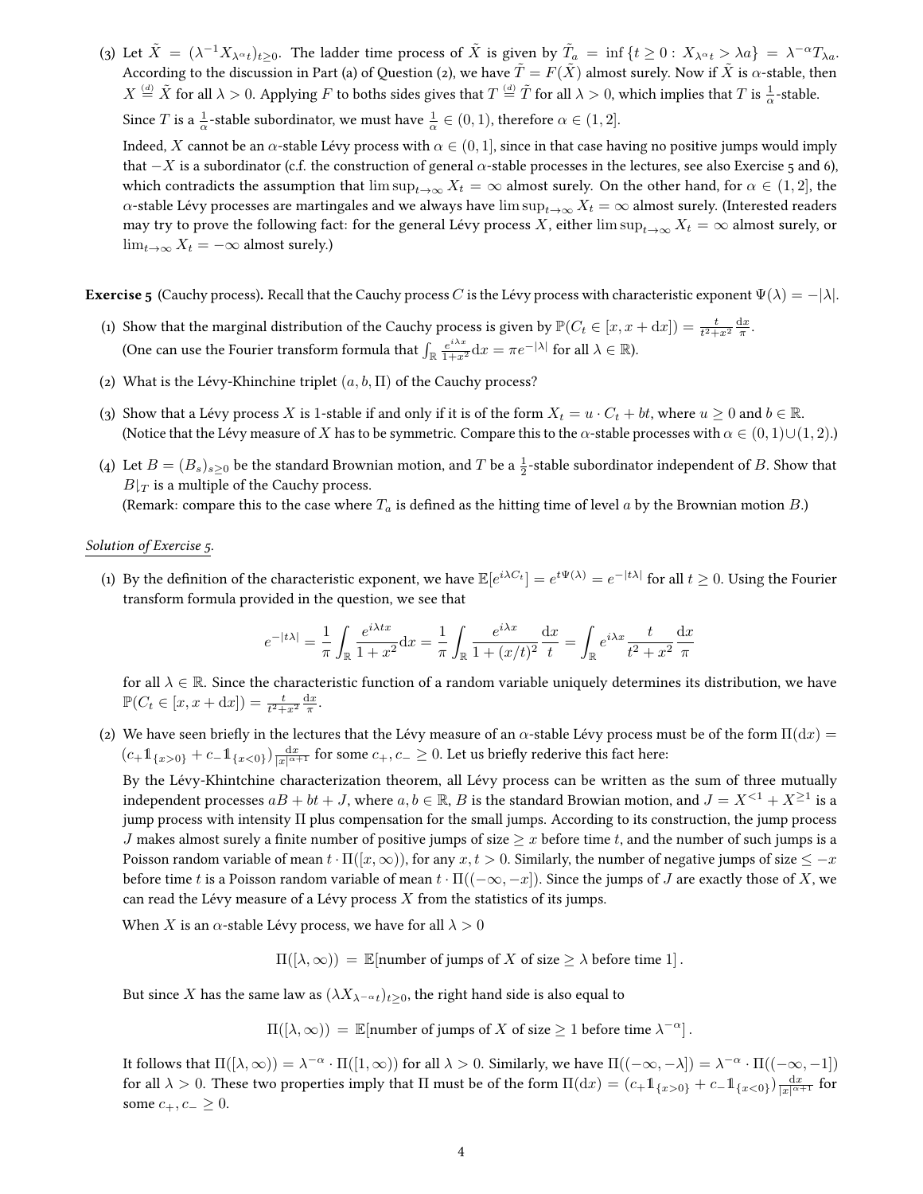(3) Let $\tilde{X} = (\lambda^{-1} X_{\lambda^\alpha t})_{t \geq 0}$. The ladder time process of $\tilde{X}$ is given by $\tilde{T}_a = \inf\{t \geq 0 : X_{\lambda^\alpha t} > \lambda a\} = \lambda^{-\alpha} T_{\lambda a}$. According to the discussion in Part (a) of Question (2), we have $\tilde{T} = F(\tilde{X})$ almost surely. Now if $\tilde{X}$ is $\alpha$-stable, then $X \stackrel{(d)}{=} \tilde{X}$ for all $\lambda > 0$. Applying $F$ to boths sides gives that $T \stackrel{(d)}{=} \tilde{T}$ for all $\lambda > 0$, which implies that $T$ is $\frac{1}{\alpha}$-stable.

Since $T$ is a $\frac{1}{\alpha}$-stable subordinator, we must have $\frac{1}{\alpha} \in (0, 1)$, therefore $\alpha \in (1, 2]$.

Indeed, $X$ cannot be an $\alpha$-stable Lévy process with $\alpha \in (0, 1]$, since in that case having no positive jumps would imply that $-X$ is a subordinator (c.f. the construction of general $\alpha$-stable processes in the lectures, see also Exercise 5 and 6), which contradicts the assumption that $\limsup_{t\to\infty} X_t = \infty$ almost surely. On the other hand, for $\alpha \in (1, 2]$, the $\alpha$-stable Lévy processes are martingales and we always have $\limsup_{t\to\infty} X_t = \infty$ almost surely. (Interested readers may try to prove the following fact: for the general Lévy process $X$, either $\limsup_{t\to\infty} X_t = \infty$ almost surely, or $\lim_{t\to\infty} X_t = -\infty$ almost surely.)

**Exercise 5** (Cauchy process). Recall that the Cauchy process $C$ is the Lévy process with characteristic exponent $\Psi(\lambda) = -|\lambda|$.

(1) Show that the marginal distribution of the Cauchy process is given by $\mathbb{P}(C_t \in [x, x + \mathrm{d}x]) = \frac{t}{t^2+x^2} \frac{\mathrm{d}x}{\pi}$.
(One can use the Fourier transform formula that $\int_{\mathbb{R}} \frac{e^{i\lambda x}}{1+x^2} \mathrm{d}x = \pi e^{-|\lambda|}$ for all $\lambda \in \mathbb{R}$).

(2) What is the Lévy-Khinchine triplet $(a, b, \Pi)$ of the Cauchy process?

(3) Show that a Lévy process $X$ is 1-stable if and only if it is of the form $X_t = u \cdot C_t + bt$, where $u \geq 0$ and $b \in \mathbb{R}$.
(Notice that the Lévy measure of $X$ has to be symmetric. Compare this to the $\alpha$-stable processes with $\alpha \in (0, 1) \cup (1, 2)$.)

(4) Let $B = (B_s)_{s \geq 0}$ be the standard Brownian motion, and $T$ be a $\frac{1}{2}$-stable subordinator independent of $B$. Show that $B|_T$ is a multiple of the Cauchy process.
(Remark: compare this to the case where $T_a$ is defined as the hitting time of level $a$ by the Brownian motion $B$.)

*Solution of Exercise 5.*

(1) By the definition of the characteristic exponent, we have $\mathbb{E}[e^{i\lambda C_t}] = e^{t\Psi(\lambda)} = e^{-|t\lambda|}$ for all $t \geq 0$. Using the Fourier transform formula provided in the question, we see that

$$e^{-|t\lambda|} = \frac{1}{\pi} \int_{\mathbb{R}} \frac{e^{i\lambda t x}}{1 + x^2} \mathrm{d}x = \frac{1}{\pi} \int_{\mathbb{R}} \frac{e^{i\lambda x}}{1 + (x/t)^2} \frac{\mathrm{d}x}{t} = \int_{\mathbb{R}} e^{i\lambda x} \frac{t}{t^2 + x^2} \frac{\mathrm{d}x}{\pi}$$

for all $\lambda \in \mathbb{R}$. Since the characteristic function of a random variable uniquely determines its distribution, we have $\mathbb{P}(C_t \in [x, x + \mathrm{d}x]) = \frac{t}{t^2+x^2} \frac{\mathrm{d}x}{\pi}$.

(2) We have seen briefly in the lectures that the Lévy measure of an $\alpha$-stable Lévy process must be of the form $\Pi(\mathrm{d}x) = (c_+ \mathbb{1}_{\{x>0\}} + c_- \mathbb{1}_{\{x<0\}}) \frac{\mathrm{d}x}{|x|^{\alpha+1}}$ for some $c_+, c_- \geq 0$. Let us briefly rederive this fact here:

By the Lévy-Khintchine characterization theorem, all Lévy process can be written as the sum of three mutually independent processes $aB + bt + J$, where $a, b \in \mathbb{R}$, $B$ is the standard Browian motion, and $J = X^{<1} + X^{\geq 1}$ is a jump process with intensity $\Pi$ plus compensation for the small jumps. According to its construction, the jump process $J$ makes almost surely a finite number of positive jumps of size $\geq x$ before time $t$, and the number of such jumps is a Poisson random variable of mean $t \cdot \Pi([x, \infty))$, for any $x, t > 0$. Similarly, the number of negative jumps of size $\leq -x$ before time $t$ is a Poisson random variable of mean $t \cdot \Pi((-\infty, -x])$. Since the jumps of $J$ are exactly those of $X$, we can read the Lévy measure of a Lévy process $X$ from the statistics of its jumps.

When $X$ is an $\alpha$-stable Lévy process, we have for all $\lambda > 0$

$$\Pi([\lambda, \infty)) = \mathbb{E}[\text{number of jumps of } X \text{ of size} \geq \lambda \text{ before time } 1].$$

But since $X$ has the same law as $(\lambda X_{\lambda^{-\alpha} t})_{t \geq 0}$, the right hand side is also equal to

$$\Pi([\lambda, \infty)) = \mathbb{E}[\text{number of jumps of } X \text{ of size} \geq 1 \text{ before time } \lambda^{-\alpha}].$$

It follows that $\Pi([\lambda, \infty)) = \lambda^{-\alpha} \cdot \Pi([1, \infty))$ for all $\lambda > 0$. Similarly, we have $\Pi((-\infty, -\lambda]) = \lambda^{-\alpha} \cdot \Pi((-\infty, -1])$ for all $\lambda > 0$. These two properties imply that $\Pi$ must be of the form $\Pi(\mathrm{d}x) = (c_+ \mathbb{1}_{\{x>0\}} + c_- \mathbb{1}_{\{x<0\}}) \frac{\mathrm{d}x}{|x|^{\alpha+1}}$ for some $c_+, c_- \geq 0$.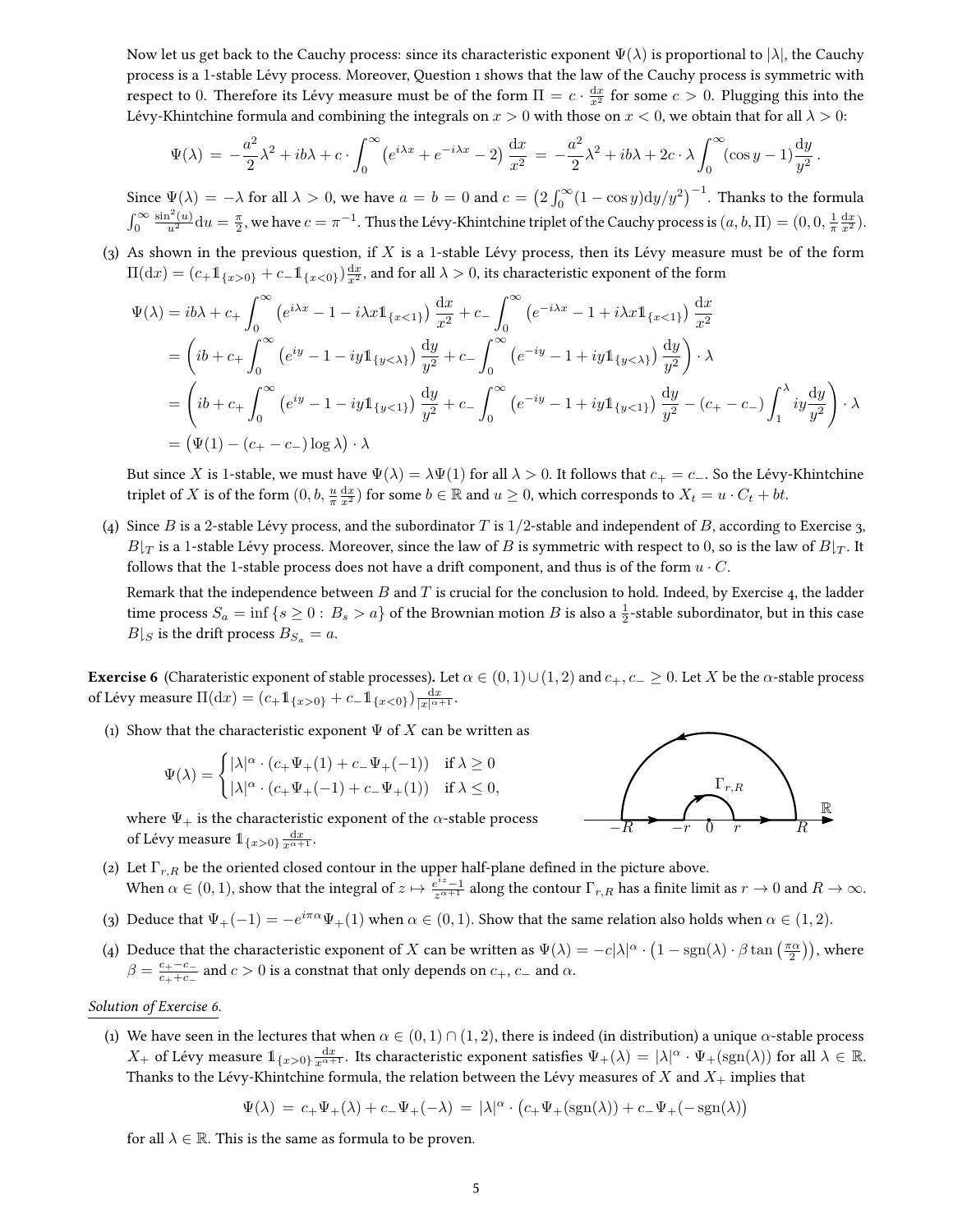Now let us get back to the Cauchy process: since its characteristic exponent $\Psi(\lambda)$ is proportional to $|\lambda|$, the Cauchy process is a 1-stable Lévy process. Moreover, Question 1 shows that the law of the Cauchy process is symmetric with respect to 0. Therefore its Lévy measure must be of the form $\Pi = c \cdot \frac{\mathrm{d}x}{x^2}$ for some $c > 0$. Plugging this into the Lévy-Khintchine formula and combining the integrals on $x > 0$ with those on $x < 0$, we obtain that for all $\lambda > 0$:

$$\Psi(\lambda) = -\frac{a^2}{2}\lambda^2 + ib\lambda + c \cdot \int_0^\infty \left(e^{i\lambda x} + e^{-i\lambda x} - 2\right) \frac{\mathrm{d}x}{x^2} = -\frac{a^2}{2}\lambda^2 + ib\lambda + 2c \cdot \lambda \int_0^\infty (\cos y - 1) \frac{\mathrm{d}y}{y^2}\,.$$

Since $\Psi(\lambda) = -\lambda$ for all $\lambda > 0$, we have $a = b = 0$ and $c = \left(2\int_0^\infty (1-\cos y)\mathrm{d}y/y^2\right)^{-1}$. Thanks to the formula $\int_0^\infty \frac{\sin^2(u)}{u^2}\mathrm{d}u = \frac{\pi}{2}$, we have $c = \pi^{-1}$. Thus the Lévy-Khintchine triplet of the Cauchy process is $(a, b, \Pi) = (0, 0, \frac{1}{\pi}\frac{\mathrm{d}x}{x^2})$.

(3) As shown in the previous question, if $X$ is a 1-stable Lévy process, then its Lévy measure must be of the form $\Pi(\mathrm{d}x) = (c_+ \mathbb{1}_{\{x>0\}} + c_- \mathbb{1}_{\{x<0\}}) \frac{\mathrm{d}x}{x^2}$, and for all $\lambda > 0$, its characteristic exponent of the form

$$\begin{aligned}
\Psi(\lambda) &= ib\lambda + c_+ \int_0^\infty \left(e^{i\lambda x} - 1 - i\lambda x \mathbb{1}_{\{x<1\}}\right) \frac{\mathrm{d}x}{x^2} + c_- \int_0^\infty \left(e^{-i\lambda x} - 1 + i\lambda x \mathbb{1}_{\{x<1\}}\right) \frac{\mathrm{d}x}{x^2} \\
&= \left(ib + c_+ \int_0^\infty \left(e^{iy} - 1 - iy\mathbb{1}_{\{y<\lambda\}}\right) \frac{\mathrm{d}y}{y^2} + c_- \int_0^\infty \left(e^{-iy} - 1 + iy\mathbb{1}_{\{y<\lambda\}}\right) \frac{\mathrm{d}y}{y^2}\right) \cdot \lambda \\
&= \left(ib + c_+ \int_0^\infty \left(e^{iy} - 1 - iy\mathbb{1}_{\{y<1\}}\right) \frac{\mathrm{d}y}{y^2} + c_- \int_0^\infty \left(e^{-iy} - 1 + iy\mathbb{1}_{\{y<1\}}\right) \frac{\mathrm{d}y}{y^2} - (c_+ - c_-) \int_1^\lambda iy \frac{\mathrm{d}y}{y^2}\right) \cdot \lambda \\
&= \big(\Psi(1) - (c_+ - c_-) \log \lambda\big) \cdot \lambda
\end{aligned}$$

But since $X$ is 1-stable, we must have $\Psi(\lambda) = \lambda \Psi(1)$ for all $\lambda > 0$. It follows that $c_+ = c_-$. So the Lévy-Khintchine triplet of $X$ is of the form $(0, b, \frac{u}{\pi}\frac{\mathrm{d}x}{x^2})$ for some $b \in \mathbb{R}$ and $u \geq 0$, which corresponds to $X_t = u \cdot C_t + bt$.

(4) Since $B$ is a 2-stable Lévy process, and the subordinator $T$ is $1/2$-stable and independent of $B$, according to Exercise 3, $B|_T$ is a 1-stable Lévy process. Moreover, since the law of $B$ is symmetric with respect to 0, so is the law of $B|_T$. It follows that the 1-stable process does not have a drift component, and thus is of the form $u \cdot C$.

Remark that the independence between $B$ and $T$ is crucial for the conclusion to hold. Indeed, by Exercise 4, the ladder time process $S_a = \inf\{s \geq 0 : B_s > a\}$ of the Brownian motion $B$ is also a $\frac{1}{2}$-stable subordinator, but in this case $B|_S$ is the drift process $B_{S_a} = a$.

**Exercise 6** (Charateristic exponent of stable processes)**.** Let $\alpha \in (0,1) \cup (1,2)$ and $c_+, c_- \geq 0$. Let $X$ be the $\alpha$-stable process of Lévy measure $\Pi(\mathrm{d}x) = (c_+ \mathbb{1}_{\{x>0\}} + c_- \mathbb{1}_{\{x<0\}}) \frac{\mathrm{d}x}{|x|^{\alpha+1}}$.

(1) Show that the characteristic exponent $\Psi$ of $X$ can be written as

$$\Psi(\lambda) = \begin{cases} |\lambda|^\alpha \cdot (c_+ \Psi_+(1) + c_- \Psi_+(-1)) & \text{if } \lambda \geq 0 \\ |\lambda|^\alpha \cdot (c_+ \Psi_+(-1) + c_- \Psi_+(1)) & \text{if } \lambda \leq 0, \end{cases}$$

where $\Psi_+$ is the characteristic exponent of the $\alpha$-stable process of Lévy measure $\mathbb{1}_{\{x>0\}} \frac{\mathrm{d}x}{x^{\alpha+1}}$.

(2) Let $\Gamma_{r,R}$ be the oriented closed contour in the upper half-plane defined in the picture above.
When $\alpha \in (0,1)$, show that the integral of $z \mapsto \frac{e^{iz}-1}{z^{\alpha+1}}$ along the contour $\Gamma_{r,R}$ has a finite limit as $r \to 0$ and $R \to \infty$.

(3) Deduce that $\Psi_+(-1) = -e^{i\pi\alpha}\Psi_+(1)$ when $\alpha \in (0,1)$. Show that the same relation also holds when $\alpha \in (1,2)$.

(4) Deduce that the characteristic exponent of $X$ can be written as $\Psi(\lambda) = -c|\lambda|^\alpha \cdot \left(1 - \mathrm{sgn}(\lambda) \cdot \beta \tan\left(\frac{\pi\alpha}{2}\right)\right)$, where $\beta = \frac{c_+ - c_-}{c_+ + c_-}$ and $c > 0$ is a constnat that only depends on $c_+$, $c_-$ and $\alpha$.

*Solution of Exercise 6.*

(1) We have seen in the lectures that when $\alpha \in (0,1) \cap (1,2)$, there is indeed (in distribution) a unique $\alpha$-stable process $X_+$ of Lévy measure $\mathbb{1}_{\{x>0\}} \frac{\mathrm{d}x}{x^{\alpha+1}}$. Its characteristic exponent satisfies $\Psi_+(\lambda) = |\lambda|^\alpha \cdot \Psi_+(\mathrm{sgn}(\lambda))$ for all $\lambda \in \mathbb{R}$. Thanks to the Lévy-Khintchine formula, the relation between the Lévy measures of $X$ and $X_+$ implies that

$$\Psi(\lambda) = c_+ \Psi_+(\lambda) + c_- \Psi_+(-\lambda) = |\lambda|^\alpha \cdot \big(c_+ \Psi_+(\mathrm{sgn}(\lambda)) + c_- \Psi_+(-\,\mathrm{sgn}(\lambda)\big)$$

for all $\lambda \in \mathbb{R}$. This is the same as formula to be proven.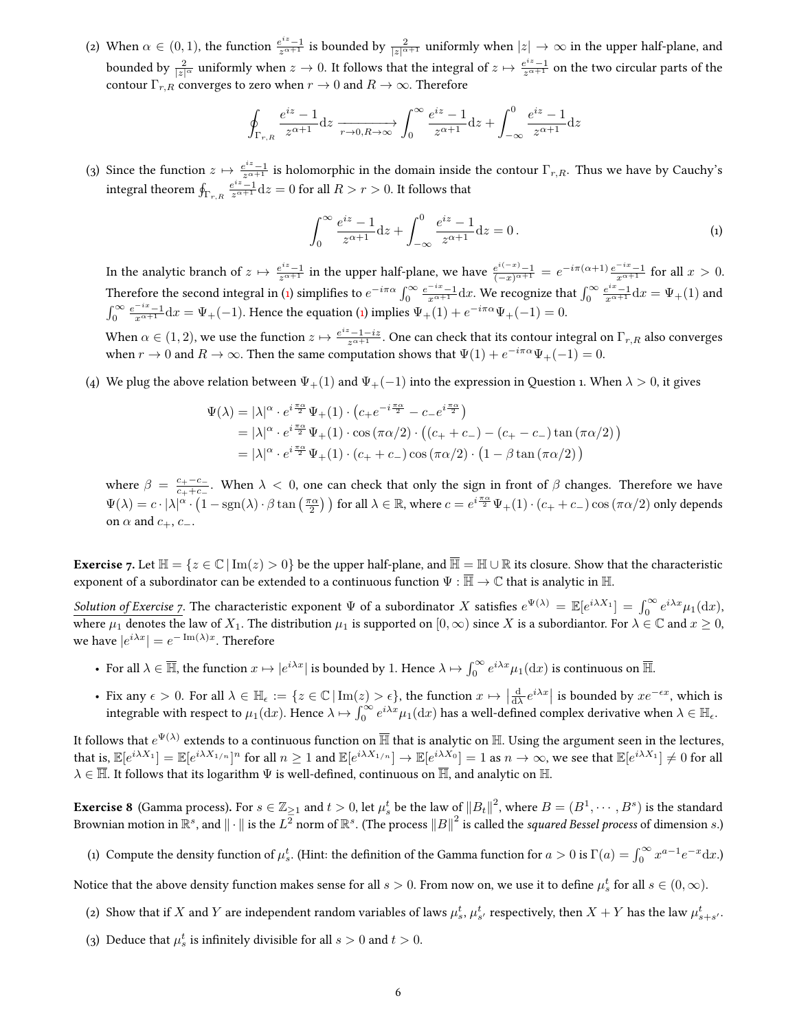(2) When $\alpha \in (0,1)$, the function $\frac{e^{iz}-1}{z^{\alpha+1}}$ is bounded by $\frac{2}{|z|^{\alpha+1}}$ uniformly when $|z| \to \infty$ in the upper half-plane, and bounded by $\frac{2}{|z|^{\alpha}}$ uniformly when $z \to 0$. It follows that the integral of $z \mapsto \frac{e^{iz}-1}{z^{\alpha+1}}$ on the two circular parts of the contour $\Gamma_{r,R}$ converges to zero when $r \to 0$ and $R \to \infty$. Therefore

$$\oint_{\Gamma_{r,R}} \frac{e^{iz}-1}{z^{\alpha+1}} \mathrm{d}z \xrightarrow[r\to 0, R\to\infty]{} \int_0^\infty \frac{e^{iz}-1}{z^{\alpha+1}} \mathrm{d}z + \int_{-\infty}^0 \frac{e^{iz}-1}{z^{\alpha+1}} \mathrm{d}z$$

(3) Since the function $z \mapsto \frac{e^{iz}-1}{z^{\alpha+1}}$ is holomorphic in the domain inside the contour $\Gamma_{r,R}$. Thus we have by Cauchy's integral theorem $\oint_{\Gamma_{r,R}} \frac{e^{iz}-1}{z^{\alpha+1}} \mathrm{d}z = 0$ for all $R > r > 0$. It follows that

$$\int_0^\infty \frac{e^{iz}-1}{z^{\alpha+1}} \mathrm{d}z + \int_{-\infty}^0 \frac{e^{iz}-1}{z^{\alpha+1}} \mathrm{d}z = 0\,. \tag{1}$$

In the analytic branch of $z \mapsto \frac{e^{iz}-1}{z^{\alpha+1}}$ in the upper half-plane, we have $\frac{e^{i(-x)}-1}{(-x)^{\alpha+1}} = e^{-i\pi(\alpha+1)} \frac{e^{-ix}-1}{x^{\alpha+1}}$ for all $x > 0$. Therefore the second integral in (1) simplifies to $e^{-i\pi\alpha} \int_0^\infty \frac{e^{-ix}-1}{x^{\alpha+1}} \mathrm{d}x$. We recognize that $\int_0^\infty \frac{e^{ix}-1}{x^{\alpha+1}} \mathrm{d}x = \Psi_+(1)$ and $\int_0^\infty \frac{e^{-ix}-1}{x^{\alpha+1}} \mathrm{d}x = \Psi_+(-1)$. Hence the equation (1) implies $\Psi_+(1) + e^{-i\pi\alpha}\Psi_+(-1) = 0$.

When $\alpha \in (1,2)$, we use the function $z \mapsto \frac{e^{iz}-1-iz}{z^{\alpha+1}}$. One can check that its contour integral on $\Gamma_{r,R}$ also converges when $r \to 0$ and $R \to \infty$. Then the same computation shows that $\Psi(1) + e^{-i\pi\alpha}\Psi_+(-1) = 0$.

(4) We plug the above relation between $\Psi_+(1)$ and $\Psi_+(-1)$ into the expression in Question 1. When $\lambda > 0$, it gives

$$\begin{aligned}
\Psi(\lambda) &= |\lambda|^\alpha \cdot e^{i\frac{\pi\alpha}{2}} \Psi_+(1) \cdot \left(c_+ e^{-i\frac{\pi\alpha}{2}} - c_- e^{i\frac{\pi\alpha}{2}}\right) \\
&= |\lambda|^\alpha \cdot e^{i\frac{\pi\alpha}{2}} \Psi_+(1) \cdot \cos(\pi\alpha/2) \cdot \big((c_+ + c_-) - (c_+ - c_-)\tan(\pi\alpha/2)\big) \\
&= |\lambda|^\alpha \cdot e^{i\frac{\pi\alpha}{2}} \Psi_+(1) \cdot (c_+ + c_-)\cos(\pi\alpha/2) \cdot \big(1 - \beta\tan(\pi\alpha/2)\big)
\end{aligned}$$

where $\beta = \frac{c_+ - c_-}{c_+ + c_-}$. When $\lambda < 0$, one can check that only the sign in front of $\beta$ changes. Therefore we have $\Psi(\lambda) = c \cdot |\lambda|^\alpha \cdot \left(1 - \operatorname{sgn}(\lambda) \cdot \beta \tan\left(\frac{\pi\alpha}{2}\right)\right)$ for all $\lambda \in \mathbb{R}$, where $c = e^{i\frac{\pi\alpha}{2}} \Psi_+(1) \cdot (c_+ + c_-)\cos(\pi\alpha/2)$ only depends on $\alpha$ and $c_+, c_-$.

**Exercise 7.** Let $\mathbb{H} = \{z \in \mathbb{C} \mid \mathrm{Im}(z) > 0\}$ be the upper half-plane, and $\overline{\mathbb{H}} = \mathbb{H} \cup \mathbb{R}$ its closure. Show that the characteristic exponent of a subordinator can be extended to a continuous function $\Psi : \overline{\mathbb{H}} \to \mathbb{C}$ that is analytic in $\mathbb{H}$.

*Solution of Exercise 7.* The characteristic exponent $\Psi$ of a subordinator $X$ satisfies $e^{\Psi(\lambda)} = \mathbb{E}[e^{i\lambda X_1}] = \int_0^\infty e^{i\lambda x} \mu_1(\mathrm{d}x)$, where $\mu_1$ denotes the law of $X_1$. The distribution $\mu_1$ is supported on $[0,\infty)$ since $X$ is a subordiantor. For $\lambda \in \mathbb{C}$ and $x \geq 0$, we have $|e^{i\lambda x}| = e^{-\mathrm{Im}(\lambda)x}$. Therefore

- For all $\lambda \in \overline{\mathbb{H}}$, the function $x \mapsto |e^{i\lambda x}|$ is bounded by 1. Hence $\lambda \mapsto \int_0^\infty e^{i\lambda x}\mu_1(\mathrm{d}x)$ is continuous on $\overline{\mathbb{H}}$.
- Fix any $\epsilon > 0$. For all $\lambda \in \mathbb{H}_\epsilon := \{z \in \mathbb{C} \mid \mathrm{Im}(z) > \epsilon\}$, the function $x \mapsto \left|\frac{\mathrm{d}}{\mathrm{d}\lambda} e^{i\lambda x}\right|$ is bounded by $x e^{-\epsilon x}$, which is integrable with respect to $\mu_1(\mathrm{d}x)$. Hence $\lambda \mapsto \int_0^\infty e^{i\lambda x}\mu_1(\mathrm{d}x)$ has a well-defined complex derivative when $\lambda \in \mathbb{H}_\epsilon$.

It follows that $e^{\Psi(\lambda)}$ extends to a continuous function on $\overline{\mathbb{H}}$ that is analytic on $\mathbb{H}$. Using the argument seen in the lectures, that is, $\mathbb{E}[e^{i\lambda X_1}] = \mathbb{E}[e^{i\lambda X_{1/n}}]^n$ for all $n \geq 1$ and $\mathbb{E}[e^{i\lambda X_{1/n}}] \to \mathbb{E}[e^{i\lambda X_0}] = 1$ as $n \to \infty$, we see that $\mathbb{E}[e^{i\lambda X_1}] \neq 0$ for all $\lambda \in \overline{\mathbb{H}}$. It follows that its logarithm $\Psi$ is well-defined, continuous on $\overline{\mathbb{H}}$, and analytic on $\mathbb{H}$.

**Exercise 8** (Gamma process)**.** For $s \in \mathbb{Z}_{\geq 1}$ and $t > 0$, let $\mu_s^t$ be the law of $\|B_t\|^2$, where $B = (B^1, \cdots, B^s)$ is the standard Brownian motion in $\mathbb{R}^s$, and $\|\cdot\|$ is the $L^2$ norm of $\mathbb{R}^s$. (The process $\|B\|^2$ is called the *squared Bessel process* of dimension $s$.)

(1) Compute the density function of $\mu_s^t$. (Hint: the definition of the Gamma function for $a > 0$ is $\Gamma(a) = \int_0^\infty x^{a-1}e^{-x}\mathrm{d}x$.)

Notice that the above density function makes sense for all $s > 0$. From now on, we use it to define $\mu_s^t$ for all $s \in (0,\infty)$.

(2) Show that if $X$ and $Y$ are independent random variables of laws $\mu_s^t$, $\mu_{s'}^t$ respectively, then $X + Y$ has the law $\mu_{s+s'}^t$.

(3) Deduce that $\mu_s^t$ is infinitely divisible for all $s > 0$ and $t > 0$.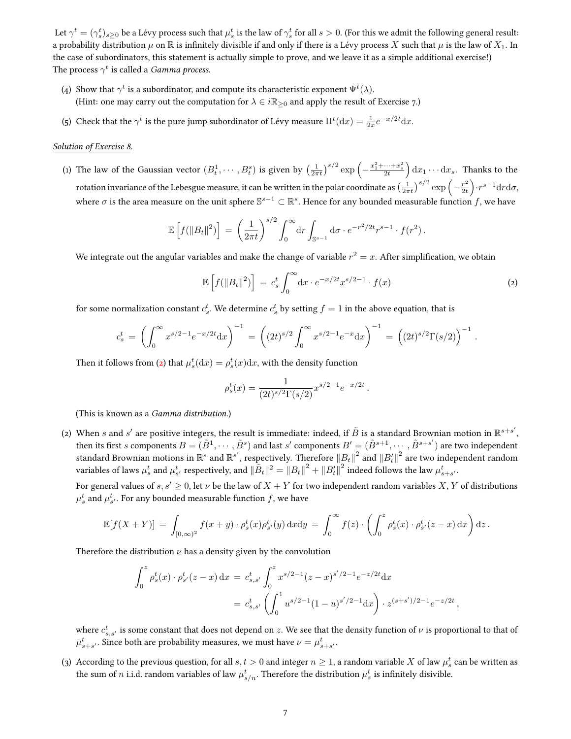Let $\gamma^t = (\gamma^t_s)_{s\geq 0}$ be a Lévy process such that $\mu^t_s$ is the law of $\gamma^t_s$ for all $s > 0$. (For this we admit the following general result: a probability distribution $\mu$ on $\mathbb{R}$ is infinitely divisible if and only if there is a Lévy process $X$ such that $\mu$ is the law of $X_1$. In the case of subordinators, this statement is actually simple to prove, and we leave it as a simple additional exercise!) The process $\gamma^t$ is called a *Gamma process*.

(4) Show that $\gamma^t$ is a subordinator, and compute its characteristic exponent $\Psi^t(\lambda)$.
(Hint: one may carry out the computation for $\lambda \in i\mathbb{R}_{\geq 0}$ and apply the result of Exercise 7.)

(5) Check that the $\gamma^t$ is the pure jump subordinator of Lévy measure $\Pi^t(\mathrm{d}x) = \frac{1}{2x}e^{-x/2t}\mathrm{d}x$.

*Solution of Exercise 8.*

(1) The law of the Gaussian vector $(B^1_t, \cdots, B^s_t)$ is given by $\left(\frac{1}{2\pi t}\right)^{s/2}\exp\left(-\frac{x_1^2+\cdots+x_s^2}{2t}\right)\mathrm{d}x_1\cdots\mathrm{d}x_s$. Thanks to the rotation invariance of the Lebesgue measure, it can be written in the polar coordinate as $\left(\frac{1}{2\pi t}\right)^{s/2}\exp\left(-\frac{r^2}{2t}\right)\cdot r^{s-1}\mathrm{d}r\mathrm{d}\sigma$, where $\sigma$ is the area measure on the unit sphere $\mathbb{S}^{s-1}\subset\mathbb{R}^s$. Hence for any bounded measurable function $f$, we have

$$\mathbb{E}\left[f(\|B_t\|^2)\right] = \left(\frac{1}{2\pi t}\right)^{s/2}\int_0^\infty \mathrm{d}r\int_{\mathbb{S}^{s-1}}\mathrm{d}\sigma\cdot e^{-r^2/2t}r^{s-1}\cdot f(r^2)\,.$$

We integrate out the angular variables and make the change of variable $r^2 = x$. After simplification, we obtain

$$\mathbb{E}\left[f(\|B_t\|^2)\right] = c^t_s\int_0^\infty \mathrm{d}x\cdot e^{-x/2t}x^{s/2-1}\cdot f(x) \tag{2}$$

for some normalization constant $c^t_s$. We determine $c^t_s$ by setting $f=1$ in the above equation, that is

$$c^t_s = \left(\int_0^\infty x^{s/2-1}e^{-x/2t}\mathrm{d}x\right)^{-1} = \left((2t)^{s/2}\int_0^\infty x^{s/2-1}e^{-x}\mathrm{d}x\right)^{-1} = \left((2t)^{s/2}\Gamma(s/2)\right)^{-1}.$$

Then it follows from (2) that $\mu^t_s(\mathrm{d}x) = \rho^t_s(x)\mathrm{d}x$, with the density function

$$\rho^t_s(x) = \frac{1}{(2t)^{s/2}\Gamma(s/2)}x^{s/2-1}e^{-x/2t}\,.$$

(This is known as a *Gamma distribution*.)

(2) When $s$ and $s'$ are positive integers, the result is immediate: indeed, if $\tilde{B}$ is a standard Brownian motion in $\mathbb{R}^{s+s'}$, then its first $s$ components $B = (\tilde{B}^1,\cdots,\tilde{B}^s)$ and last $s'$ components $B' = (\tilde{B}^{s+1},\cdots,\tilde{B}^{s+s'})$ are two independent standard Brownian motions in $\mathbb{R}^s$ and $\mathbb{R}^{s'}$, respectively. Therefore $\|B_t\|^2$ and $\|B'_t\|^2$ are two independent random variables of laws $\mu^t_s$ and $\mu^t_{s'}$ respectively, and $\|\tilde{B}_t\|^2 = \|B_t\|^2 + \|B'_t\|^2$ indeed follows the law $\mu^t_{s+s'}$.

For general values of $s, s' \geq 0$, let $\nu$ be the law of $X+Y$ for two independent random variables $X, Y$ of distributions $\mu^t_s$ and $\mu^t_{s'}$. For any bounded measurable function $f$, we have

$$\mathbb{E}[f(X+Y)] = \int_{[0,\infty)^2} f(x+y)\cdot\rho^t_s(x)\rho^t_{s'}(y)\,\mathrm{d}x\mathrm{d}y = \int_0^\infty f(z)\cdot\left(\int_0^z \rho^t_s(x)\cdot\rho^t_{s'}(z-x)\,\mathrm{d}x\right)\mathrm{d}z\,.$$

Therefore the distribution $\nu$ has a density given by the convolution

$$\begin{aligned}\int_0^z \rho^t_s(x)\cdot\rho^t_{s'}(z-x)\,\mathrm{d}x &= c^t_{s,s'}\int_0^z x^{s/2-1}(z-x)^{s'/2-1}e^{-z/2t}\mathrm{d}x\\ &= c^t_{s,s'}\left(\int_0^1 u^{s/2-1}(1-u)^{s'/2-1}\mathrm{d}x\right)\cdot z^{(s+s')/2-1}e^{-z/2t}\,,\end{aligned}$$

where $c^t_{s,s'}$ is some constant that does not depend on $z$. We see that the density function of $\nu$ is proportional to that of $\mu^t_{s+s'}$. Since both are probability measures, we must have $\nu = \mu^t_{s+s'}$.

(3) According to the previous question, for all $s, t > 0$ and integer $n \geq 1$, a random variable $X$ of law $\mu^t_s$ can be written as the sum of $n$ i.i.d. random variables of law $\mu^t_{s/n}$. Therefore the distribution $\mu^t_s$ is infinitely disivible.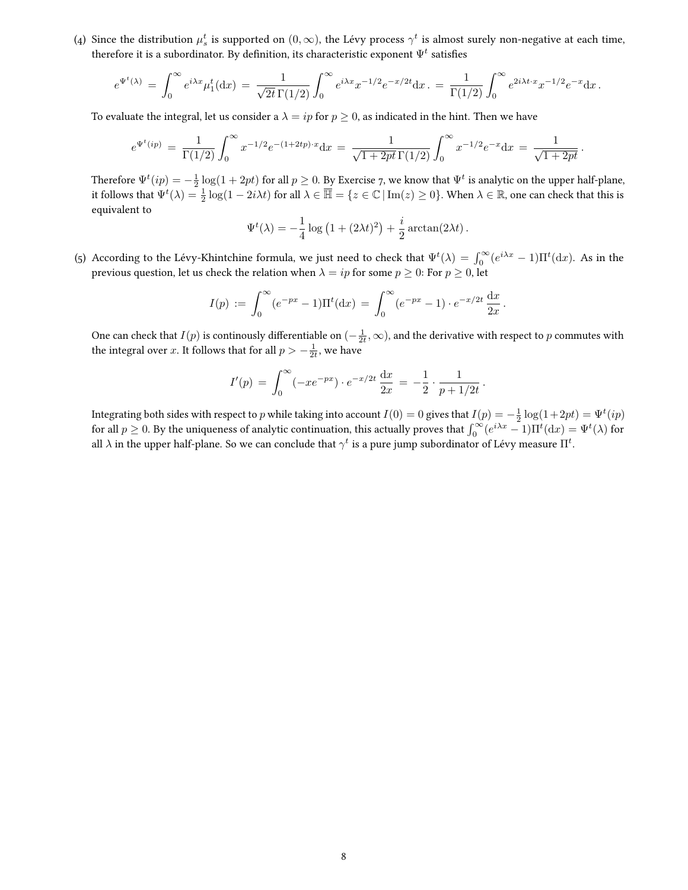(4) Since the distribution $\mu_s^t$ is supported on $(0, \infty)$, the Lévy process $\gamma^t$ is almost surely non-negative at each time, therefore it is a subordinator. By definition, its characteristic exponent $\Psi^t$ satisfies

$$e^{\Psi^t(\lambda)} \;=\; \int_0^\infty e^{i\lambda x} \mu_1^t(\mathrm{d}x) \;=\; \frac{1}{\sqrt{2t}\,\Gamma(1/2)} \int_0^\infty e^{i\lambda x} x^{-1/2} e^{-x/2t} \mathrm{d}x \,. \;=\; \frac{1}{\Gamma(1/2)} \int_0^\infty e^{2i\lambda t \cdot x} x^{-1/2} e^{-x} \mathrm{d}x \,.$$

To evaluate the integral, let us consider a $\lambda = ip$ for $p \geq 0$, as indicated in the hint. Then we have

$$e^{\Psi^t(ip)} \;=\; \frac{1}{\Gamma(1/2)} \int_0^\infty x^{-1/2} e^{-(1+2tp)\cdot x} \mathrm{d}x \;=\; \frac{1}{\sqrt{1+2pt}\,\Gamma(1/2)} \int_0^\infty x^{-1/2} e^{-x} \mathrm{d}x \;=\; \frac{1}{\sqrt{1+2pt}} \,.$$

Therefore $\Psi^t(ip) = -\frac{1}{2}\log(1+2pt)$ for all $p \geq 0$. By Exercise 7, we know that $\Psi^t$ is analytic on the upper half-plane, it follows that $\Psi^t(\lambda) = \frac{1}{2}\log(1 - 2i\lambda t)$ for all $\lambda \in \overline{\mathbb{H}} = \{z \in \mathbb{C} \,|\, \mathrm{Im}(z) \geq 0\}$. When $\lambda \in \mathbb{R}$, one can check that this is equivalent to

$$\Psi^t(\lambda) = -\frac{1}{4}\log\left(1 + (2\lambda t)^2\right) + \frac{i}{2}\arctan(2\lambda t) \,.$$

(5) According to the Lévy-Khintchine formula, we just need to check that $\Psi^t(\lambda) = \int_0^\infty (e^{i\lambda x} - 1)\Pi^t(\mathrm{d}x)$. As in the previous question, let us check the relation when $\lambda = ip$ for some $p \geq 0$: For $p \geq 0$, let

$$I(p) \;:=\; \int_0^\infty (e^{-px} - 1)\Pi^t(\mathrm{d}x) \;=\; \int_0^\infty (e^{-px} - 1) \cdot e^{-x/2t}\, \frac{\mathrm{d}x}{2x} \,.$$

One can check that $I(p)$ is continously differentiable on $(-\frac{1}{2t}, \infty)$, and the derivative with respect to $p$ commutes with the integral over $x$. It follows that for all $p > -\frac{1}{2t}$, we have

$$I'(p) \;=\; \int_0^\infty (-xe^{-px}) \cdot e^{-x/2t}\, \frac{\mathrm{d}x}{2x} \;=\; -\frac{1}{2} \cdot \frac{1}{p + 1/2t} \,.$$

Integrating both sides with respect to $p$ while taking into account $I(0) = 0$ gives that $I(p) = -\frac{1}{2}\log(1+2pt) = \Psi^t(ip)$ for all $p \geq 0$. By the uniqueness of analytic continuation, this actually proves that $\int_0^\infty (e^{i\lambda x} - 1)\Pi^t(\mathrm{d}x) = \Psi^t(\lambda)$ for all $\lambda$ in the upper half-plane. So we can conclude that $\gamma^t$ is a pure jump subordinator of Lévy measure $\Pi^t$.